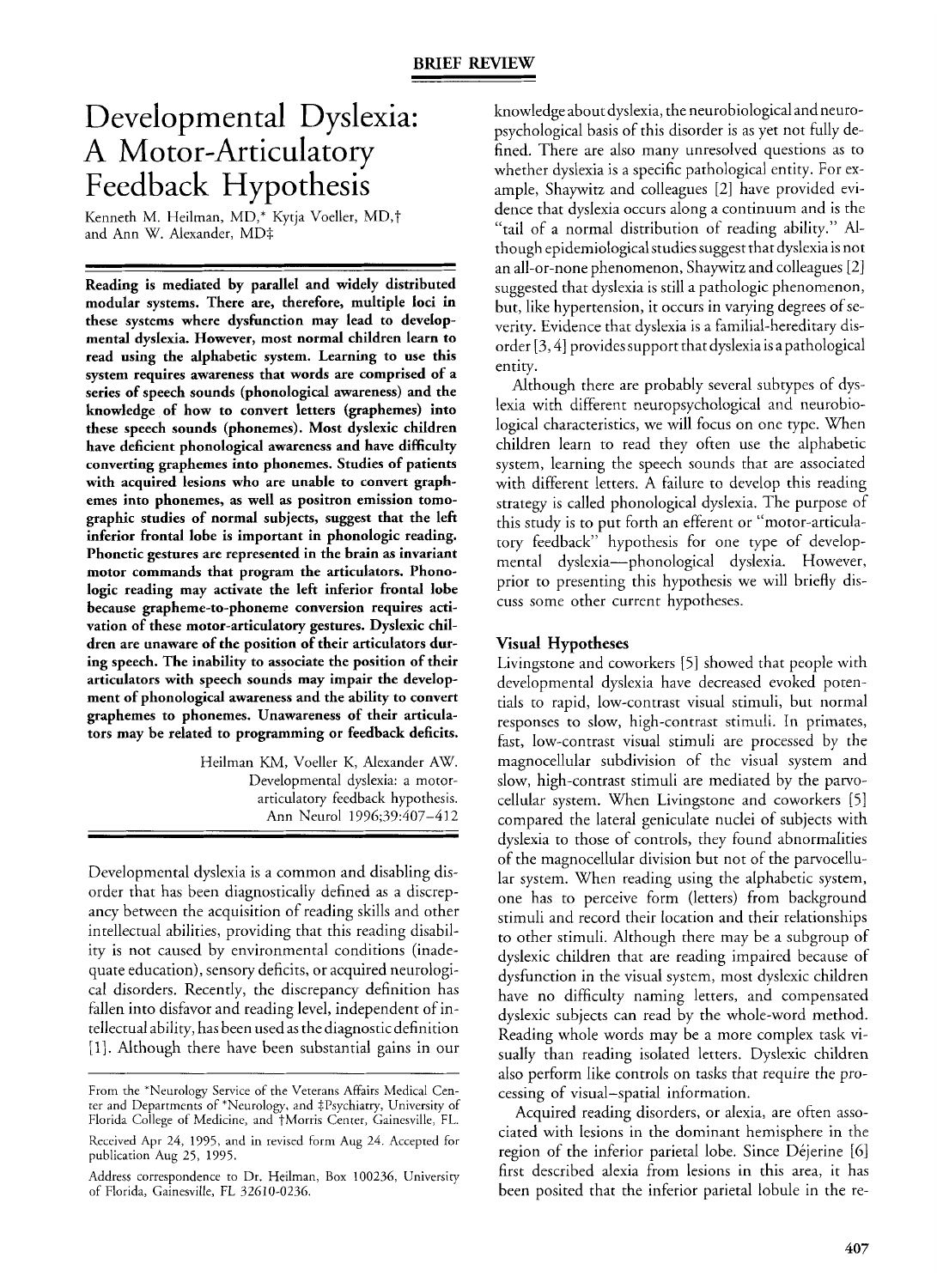BRIEF REVIEW

# Developmental Dyslexia: A Motor-Articulatory Feedback Hypothesis

Kenneth M. Heilman, MD,* Kytja Voeller, MD,† and Ann W. Alexander, MD‡

**Reading is mediated by parallel and widely distributed modular systems. There are, therefore, multiple loci in these systems where dysfunction may lead to developmental dyslexia. However, most normal children learn to read using the alphabetic system. Learning to use this system requires awareness that words are comprised of a series of speech sounds (phonological awareness) and the knowledge of how to convert letters (graphemes) into these speech sounds (phonemes). Most dyslexic children have deficient phonological awareness and have difficulty converting graphemes into phonemes. Studies of patients with acquired lesions who are unable to convert graphemes into phonemes, as well as positron emission tomographic studies of normal subjects, suggest that the left inferior frontal lobe is important in phonologic reading. Phonetic gestures are represented in the brain as invariant motor commands that program the articulators. Phonologic reading may activate the left inferior frontal lobe because grapheme-to-phoneme conversion requires activation of these motor-articulatory gestures. Dyslexic children are unaware of the position of their articulators during speech. The inability to associate the position of their articulators with speech sounds may impair the development of phonological awareness and the ability to convert graphemes to phonemes. Unawareness of their articulators may be related to programming or feedback deficits.**

Heilman KM, Voeller K, Alexander AW. Developmental dyslexia: a motor-articulatory feedback hypothesis. Ann Neurol 1996;39:407–412

Developmental dyslexia is a common and disabling disorder that has been diagnostically defined as a discrepancy between the acquisition of reading skills and other intellectual abilities, providing that this reading disability is not caused by environmental conditions (inadequate education), sensory deficits, or acquired neurological disorders. Recently, the discrepancy definition has fallen into disfavor and reading level, independent of intellectual ability, has been used as the diagnostic definition [1]. Although there have been substantial gains in our knowledge about dyslexia, the neurobiological and neuropsychological basis of this disorder is as yet not fully defined. There are also many unresolved questions as to whether dyslexia is a specific pathological entity. For example, Shaywitz and colleagues [2] have provided evidence that dyslexia occurs along a continuum and is the "tail of a normal distribution of reading ability." Although epidemiological studies suggest that dyslexia is not an all-or-none phenomenon, Shaywitz and colleagues [2] suggested that dyslexia is still a pathologic phenomenon, but, like hypertension, it occurs in varying degrees of severity. Evidence that dyslexia is a familial-hereditary disorder [3, 4] provides support that dyslexia is a pathological entity.

Although there are probably several subtypes of dyslexia with different neuropsychological and neurobiological characteristics, we will focus on one type. When children learn to read they often use the alphabetic system, learning the speech sounds that are associated with different letters. A failure to develop this reading strategy is called phonological dyslexia. The purpose of this study is to put forth an efferent or "motor-articulatory feedback" hypothesis for one type of developmental dyslexia—phonological dyslexia. However, prior to presenting this hypothesis we will briefly discuss some other current hypotheses.

## Visual Hypotheses

Livingstone and coworkers [5] showed that people with developmental dyslexia have decreased evoked potentials to rapid, low-contrast visual stimuli, but normal responses to slow, high-contrast stimuli. In primates, fast, low-contrast visual stimuli are processed by the magnocellular subdivision of the visual system and slow, high-contrast stimuli are mediated by the parvocellular system. When Livingstone and coworkers [5] compared the lateral geniculate nuclei of subjects with dyslexia to those of controls, they found abnormalities of the magnocellular division but not of the parvocellular system. When reading using the alphabetic system, one has to perceive form (letters) from background stimuli and record their location and their relationships to other stimuli. Although there may be a subgroup of dyslexic children that are reading impaired because of dysfunction in the visual system, most dyslexic children have no difficulty naming letters, and compensated dyslexic subjects can read by the whole-word method. Reading whole words may be a more complex task visually than reading isolated letters. Dyslexic children also perform like controls on tasks that require the processing of visual–spatial information.

Acquired reading disorders, or alexia, are often associated with lesions in the dominant hemisphere in the region of the inferior parietal lobe. Since Déjerine [6] first described alexia from lesions in this area, it has been posited that the inferior parietal lobule in the re-

From the *Neurology Service of the Veterans Affairs Medical Center and Departments of *Neurology, and ‡Psychiatry, University of Florida College of Medicine, and †Morris Center, Gainesville, FL.

Received Apr 24, 1995, and in revised form Aug 24. Accepted for publication Aug 25, 1995.

Address correspondence to Dr. Heilman, Box 100236, University of Florida, Gainesville, FL 32610-0236.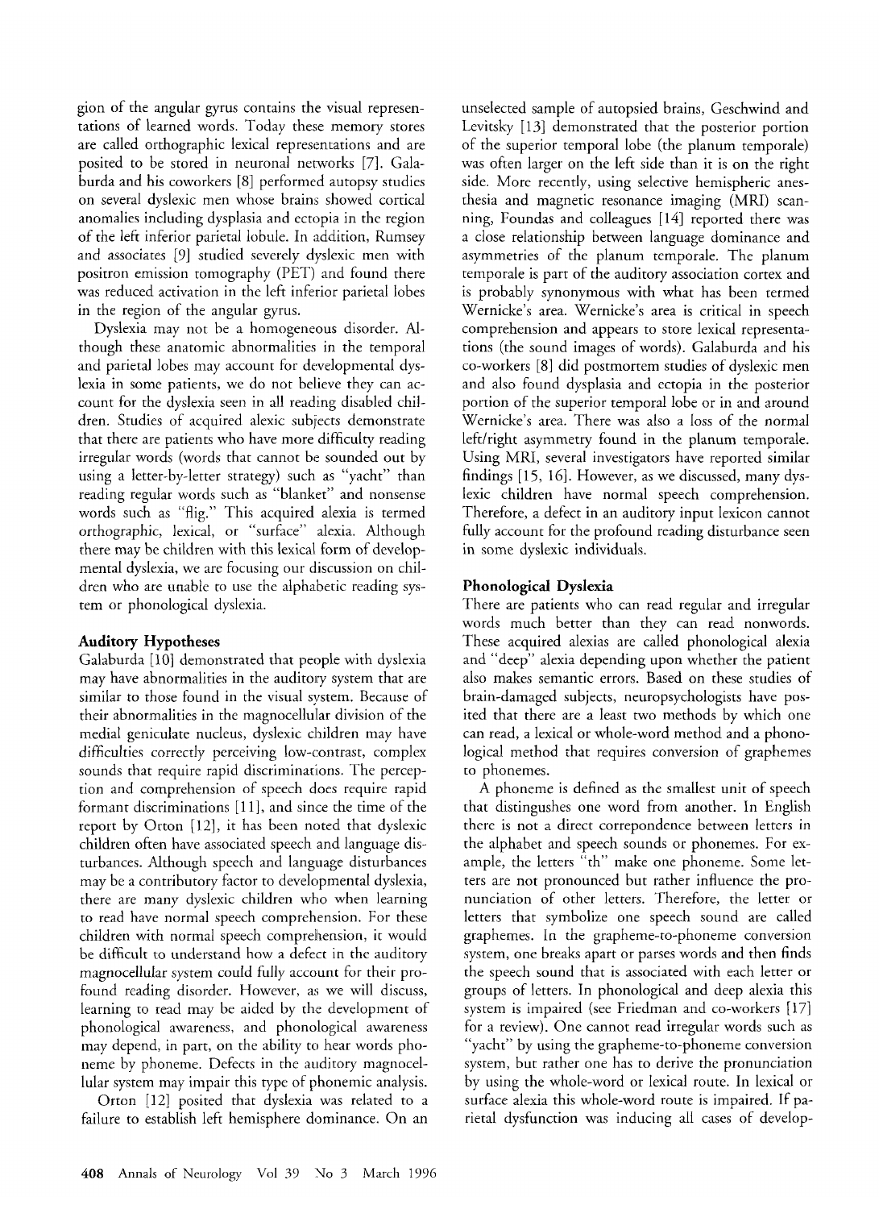gion of the angular gyrus contains the visual representations of learned words. Today these memory stores are called orthographic lexical representations and are posited to be stored in neuronal networks [7]. Galaburda and his coworkers [8] performed autopsy studies on several dyslexic men whose brains showed cortical anomalies including dysplasia and ectopia in the region of the left inferior parietal lobule. In addition, Rumsey and associates [9] studied severely dyslexic men with positron emission tomography (PET) and found there was reduced activation in the left inferior parietal lobes in the region of the angular gyrus.

Dyslexia may not be a homogeneous disorder. Although these anatomic abnormalities in the temporal and parietal lobes may account for developmental dyslexia in some patients, we do not believe they can account for the dyslexia seen in all reading disabled children. Studies of acquired alexic subjects demonstrate that there are patients who have more difficulty reading irregular words (words that cannot be sounded out by using a letter-by-letter strategy) such as "yacht" than reading regular words such as "blanket" and nonsense words such as "flig." This acquired alexia is termed orthographic, lexical, or "surface" alexia. Although there may be children with this lexical form of developmental dyslexia, we are focusing our discussion on children who are unable to use the alphabetic reading system or phonological dyslexia.

### Auditory Hypotheses

Galaburda [10] demonstrated that people with dyslexia may have abnormalities in the auditory system that are similar to those found in the visual system. Because of their abnormalities in the magnocellular division of the medial geniculate nucleus, dyslexic children may have difficulties correctly perceiving low-contrast, complex sounds that require rapid discriminations. The perception and comprehension of speech does require rapid formant discriminations [11], and since the time of the report by Orton [12], it has been noted that dyslexic children often have associated speech and language disturbances. Although speech and language disturbances may be a contributory factor to developmental dyslexia, there are many dyslexic children who when learning to read have normal speech comprehension. For these children with normal speech comprehension, it would be difficult to understand how a defect in the auditory magnocellular system could fully account for their profound reading disorder. However, as we will discuss, learning to read may be aided by the development of phonological awareness, and phonological awareness may depend, in part, on the ability to hear words phoneme by phoneme. Defects in the auditory magnocellular system may impair this type of phonemic analysis.

Orton [12] posited that dyslexia was related to a failure to establish left hemisphere dominance. On an unselected sample of autopsied brains, Geschwind and Levitsky [13] demonstrated that the posterior portion of the superior temporal lobe (the planum temporale) was often larger on the left side than it is on the right side. More recently, using selective hemispheric anesthesia and magnetic resonance imaging (MRI) scanning, Foundas and colleagues [14] reported there was a close relationship between language dominance and asymmetries of the planum temporale. The planum temporale is part of the auditory association cortex and is probably synonymous with what has been termed Wernicke's area. Wernicke's area is critical in speech comprehension and appears to store lexical representations (the sound images of words). Galaburda and his co-workers [8] did postmortem studies of dyslexic men and also found dysplasia and ectopia in the posterior portion of the superior temporal lobe or in and around Wernicke's area. There was also a loss of the normal left/right asymmetry found in the planum temporale. Using MRI, several investigators have reported similar findings [15, 16]. However, as we discussed, many dyslexic children have normal speech comprehension. Therefore, a defect in an auditory input lexicon cannot fully account for the profound reading disturbance seen in some dyslexic individuals.

### Phonological Dyslexia

There are patients who can read regular and irregular words much better than they can read nonwords. These acquired alexias are called phonological alexia and "deep" alexia depending upon whether the patient also makes semantic errors. Based on these studies of brain-damaged subjects, neuropsychologists have posited that there are a least two methods by which one can read, a lexical or whole-word method and a phonological method that requires conversion of graphemes to phonemes.

A phoneme is defined as the smallest unit of speech that distinguishes one word from another. In English there is not a direct correpondence between letters in the alphabet and speech sounds or phonemes. For example, the letters "th" make one phoneme. Some letters are not pronounced but rather influence the pronunciation of other letters. Therefore, the letter or letters that symbolize one speech sound are called graphemes. In the grapheme-to-phoneme conversion system, one breaks apart or parses words and then finds the speech sound that is associated with each letter or groups of letters. In phonological and deep alexia this system is impaired (see Friedman and co-workers [17] for a review). One cannot read irregular words such as "yacht" by using the grapheme-to-phoneme conversion system, but rather one has to derive the pronunciation by using the whole-word or lexical route. In lexical or surface alexia this whole-word route is impaired. If parietal dysfunction was inducing all cases of develop-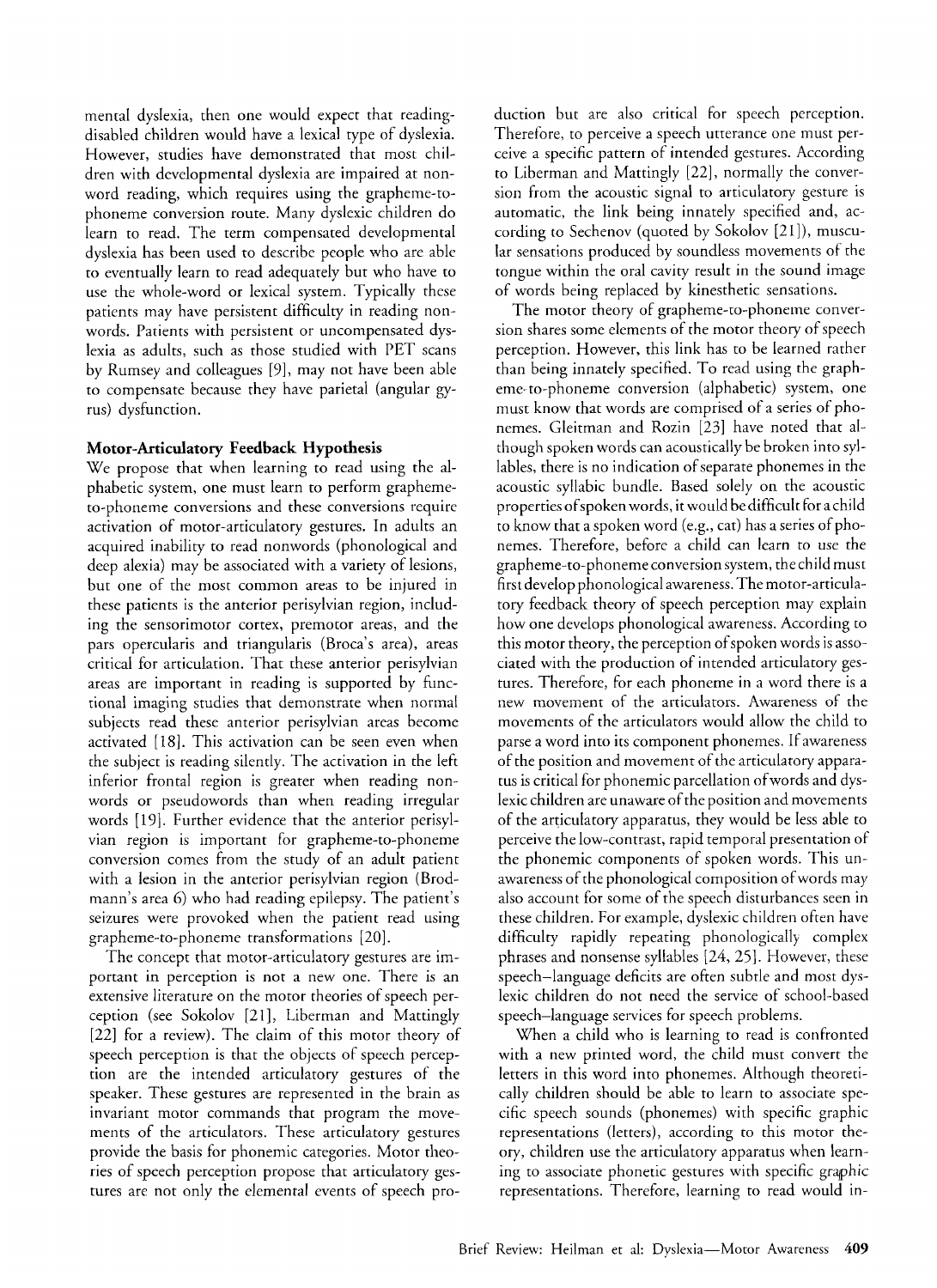mental dyslexia, then one would expect that reading-disabled children would have a lexical type of dyslexia. However, studies have demonstrated that most children with developmental dyslexia are impaired at nonword reading, which requires using the grapheme-to-phoneme conversion route. Many dyslexic children do learn to read. The term compensated developmental dyslexia has been used to describe people who are able to eventually learn to read adequately but who have to use the whole-word or lexical system. Typically these patients may have persistent difficulty in reading nonwords. Patients with persistent or uncompensated dyslexia as adults, such as those studied with PET scans by Rumsey and colleagues [9], may not have been able to compensate because they have parietal (angular gyrus) dysfunction.

## Motor-Articulatory Feedback Hypothesis

We propose that when learning to read using the alphabetic system, one must learn to perform grapheme-to-phoneme conversions and these conversions require activation of motor-articulatory gestures. In adults an acquired inability to read nonwords (phonological and deep alexia) may be associated with a variety of lesions, but one of the most common areas to be injured in these patients is the anterior perisylvian region, including the sensorimotor cortex, premotor areas, and the pars opercularis and triangularis (Broca's area), areas critical for articulation. That these anterior perisylvian areas are important in reading is supported by functional imaging studies that demonstrate when normal subjects read these anterior perisylvian areas become activated [18]. This activation can be seen even when the subject is reading silently. The activation in the left inferior frontal region is greater when reading nonwords or pseudowords than when reading irregular words [19]. Further evidence that the anterior perisylvian region is important for grapheme-to-phoneme conversion comes from the study of an adult patient with a lesion in the anterior perisylvian region (Brodmann's area 6) who had reading epilepsy. The patient's seizures were provoked when the patient read using grapheme-to-phoneme transformations [20].

The concept that motor-articulatory gestures are important in perception is not a new one. There is an extensive literature on the motor theories of speech perception (see Sokolov [21], Liberman and Mattingly [22] for a review). The claim of this motor theory of speech perception is that the objects of speech perception are the intended articulatory gestures of the speaker. These gestures are represented in the brain as invariant motor commands that program the movements of the articulators. These articulatory gestures provide the basis for phonemic categories. Motor theories of speech perception propose that articulatory gestures are not only the elemental events of speech production but are also critical for speech perception. Therefore, to perceive a speech utterance one must perceive a specific pattern of intended gestures. According to Liberman and Mattingly [22], normally the conversion from the acoustic signal to articulatory gesture is automatic, the link being innately specified and, according to Sechenov (quoted by Sokolov [21]), muscular sensations produced by soundless movements of the tongue within the oral cavity result in the sound image of words being replaced by kinesthetic sensations.

The motor theory of grapheme-to-phoneme conversion shares some elements of the motor theory of speech perception. However, this link has to be learned rather than being innately specified. To read using the grapheme-to-phoneme conversion (alphabetic) system, one must know that words are comprised of a series of phonemes. Gleitman and Rozin [23] have noted that although spoken words can acoustically be broken into syllables, there is no indication of separate phonemes in the acoustic syllabic bundle. Based solely on the acoustic properties of spoken words, it would be difficult for a child to know that a spoken word (e.g., cat) has a series of phonemes. Therefore, before a child can learn to use the grapheme-to-phoneme conversion system, the child must first develop phonological awareness. The motor-articulatory feedback theory of speech perception may explain how one develops phonological awareness. According to this motor theory, the perception of spoken words is associated with the production of intended articulatory gestures. Therefore, for each phoneme in a word there is a new movement of the articulators. Awareness of the movements of the articulators would allow the child to parse a word into its component phonemes. If awareness of the position and movement of the articulatory apparatus is critical for phonemic parcellation of words and dyslexic children are unaware of the position and movements of the articulatory apparatus, they would be less able to perceive the low-contrast, rapid temporal presentation of the phonemic components of spoken words. This unawareness of the phonological composition of words may also account for some of the speech disturbances seen in these children. For example, dyslexic children often have difficulty rapidly repeating phonologically complex phrases and nonsense syllables [24, 25]. However, these speech–language deficits are often subtle and most dyslexic children do not need the service of school-based speech–language services for speech problems.

When a child who is learning to read is confronted with a new printed word, the child must convert the letters in this word into phonemes. Although theoretically children should be able to learn to associate specific speech sounds (phonemes) with specific graphic representations (letters), according to this motor theory, children use the articulatory apparatus when learning to associate phonetic gestures with specific graphic representations. Therefore, learning to read would in-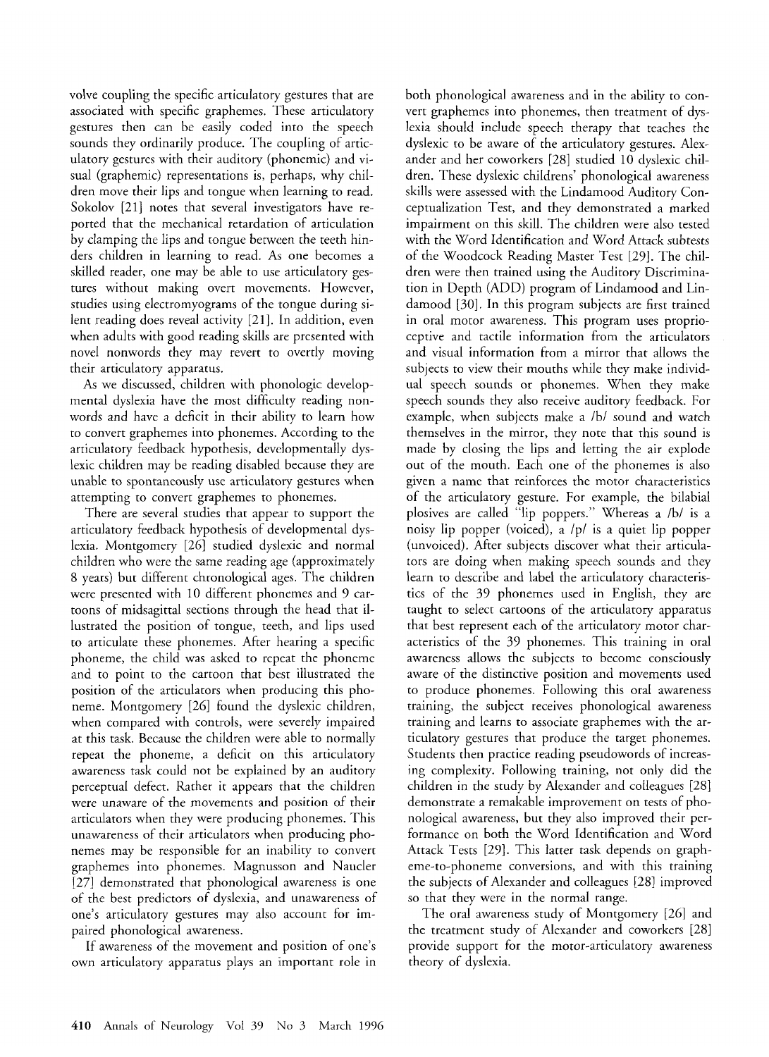volve coupling the specific articulatory gestures that are associated with specific graphemes. These articulatory gestures then can be easily coded into the speech sounds they ordinarily produce. The coupling of articulatory gestures with their auditory (phonemic) and visual (graphemic) representations is, perhaps, why children move their lips and tongue when learning to read. Sokolov [21] notes that several investigators have reported that the mechanical retardation of articulation by clamping the lips and tongue between the teeth hinders children in learning to read. As one becomes a skilled reader, one may be able to use articulatory gestures without making overt movements. However, studies using electromyograms of the tongue during silent reading does reveal activity [21]. In addition, even when adults with good reading skills are presented with novel nonwords they may revert to overtly moving their articulatory apparatus.

As we discussed, children with phonologic developmental dyslexia have the most difficulty reading nonwords and have a deficit in their ability to learn how to convert graphemes into phonemes. According to the articulatory feedback hypothesis, developmentally dyslexic children may be reading disabled because they are unable to spontaneously use articulatory gestures when attempting to convert graphemes to phonemes.

There are several studies that appear to support the articulatory feedback hypothesis of developmental dyslexia. Montgomery [26] studied dyslexic and normal children who were the same reading age (approximately 8 years) but different chronological ages. The children were presented with 10 different phonemes and 9 cartoons of midsagittal sections through the head that illustrated the position of tongue, teeth, and lips used to articulate these phonemes. After hearing a specific phoneme, the child was asked to repeat the phoneme and to point to the cartoon that best illustrated the position of the articulators when producing this phoneme. Montgomery [26] found the dyslexic children, when compared with controls, were severely impaired at this task. Because the children were able to normally repeat the phoneme, a deficit on this articulatory awareness task could not be explained by an auditory perceptual defect. Rather it appears that the children were unaware of the movements and position of their articulators when they were producing phonemes. This unawareness of their articulators when producing phonemes may be responsible for an inability to convert graphemes into phonemes. Magnusson and Naucler [27] demonstrated that phonological awareness is one of the best predictors of dyslexia, and unawareness of one's articulatory gestures may also account for impaired phonological awareness.

If awareness of the movement and position of one's own articulatory apparatus plays an important role in both phonological awareness and in the ability to convert graphemes into phonemes, then treatment of dyslexia should include speech therapy that teaches the dyslexic to be aware of the articulatory gestures. Alexander and her coworkers [28] studied 10 dyslexic children. These dyslexic childrens' phonological awareness skills were assessed with the Lindamood Auditory Conceptualization Test, and they demonstrated a marked impairment on this skill. The children were also tested with the Word Identification and Word Attack subtests of the Woodcock Reading Master Test [29]. The children were then trained using the Auditory Discrimination in Depth (ADD) program of Lindamood and Lindamood [30]. In this program subjects are first trained in oral motor awareness. This program uses proprioceptive and tactile information from the articulators and visual information from a mirror that allows the subjects to view their mouths while they make individual speech sounds or phonemes. When they make speech sounds they also receive auditory feedback. For example, when subjects make a /b/ sound and watch themselves in the mirror, they note that this sound is made by closing the lips and letting the air explode out of the mouth. Each one of the phonemes is also given a name that reinforces the motor characteristics of the articulatory gesture. For example, the bilabial plosives are called "lip poppers." Whereas a /b/ is a noisy lip popper (voiced), a /p/ is a quiet lip popper (unvoiced). After subjects discover what their articulators are doing when making speech sounds and they learn to describe and label the articulatory characteristics of the 39 phonemes used in English, they are taught to select cartoons of the articulatory apparatus that best represent each of the articulatory motor characteristics of the 39 phonemes. This training in oral awareness allows the subjects to become consciously aware of the distinctive position and movements used to produce phonemes. Following this oral awareness training, the subject receives phonological awareness training and learns to associate graphemes with the articulatory gestures that produce the target phonemes. Students then practice reading pseudowords of increasing complexity. Following training, not only did the children in the study by Alexander and colleagues [28] demonstrate a remakable improvement on tests of phonological awareness, but they also improved their performance on both the Word Identification and Word Attack Tests [29]. This latter task depends on grapheme-to-phoneme conversions, and with this training the subjects of Alexander and colleagues [28] improved so that they were in the normal range.

The oral awareness study of Montgomery [26] and the treatment study of Alexander and coworkers [28] provide support for the motor-articulatory awareness theory of dyslexia.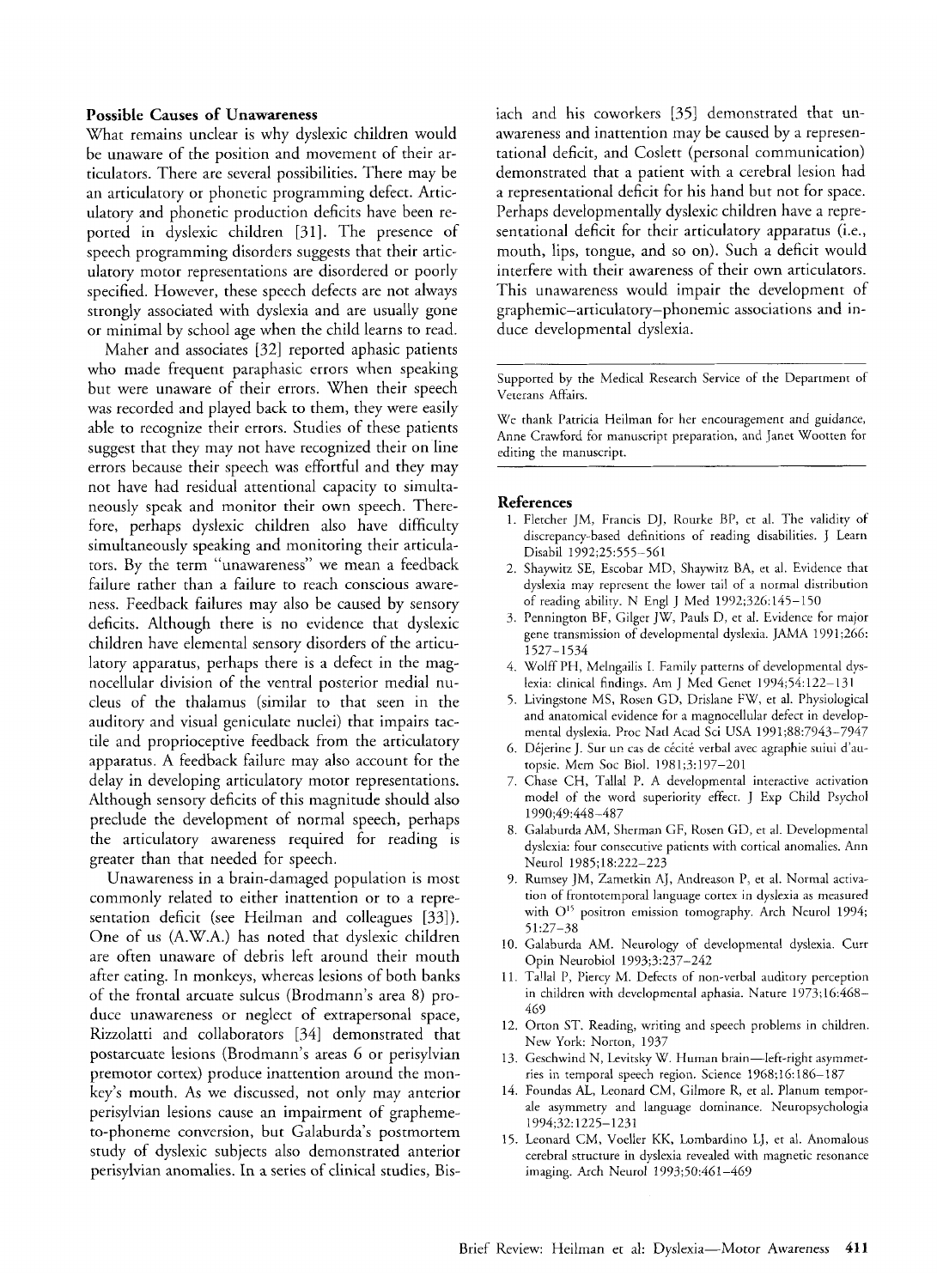### Possible Causes of Unawareness

What remains unclear is why dyslexic children would be unaware of the position and movement of their articulators. There are several possibilities. There may be an articulatory or phonetic programming defect. Articulatory and phonetic production deficits have been reported in dyslexic children [31]. The presence of speech programming disorders suggests that their articulatory motor representations are disordered or poorly specified. However, these speech defects are not always strongly associated with dyslexia and are usually gone or minimal by school age when the child learns to read.

Maher and associates [32] reported aphasic patients who made frequent paraphasic errors when speaking but were unaware of their errors. When their speech was recorded and played back to them, they were easily able to recognize their errors. Studies of these patients suggest that they may not have recognized their on line errors because their speech was effortful and they may not have had residual attentional capacity to simultaneously speak and monitor their own speech. Therefore, perhaps dyslexic children also have difficulty simultaneously speaking and monitoring their articulators. By the term "unawareness" we mean a feedback failure rather than a failure to reach conscious awareness. Feedback failures may also be caused by sensory deficits. Although there is no evidence that dyslexic children have elemental sensory disorders of the articulatory apparatus, perhaps there is a defect in the magnocellular division of the ventral posterior medial nucleus of the thalamus (similar to that seen in the auditory and visual geniculate nuclei) that impairs tactile and proprioceptive feedback from the articulatory apparatus. A feedback failure may also account for the delay in developing articulatory motor representations. Although sensory deficits of this magnitude should also preclude the development of normal speech, perhaps the articulatory awareness required for reading is greater than that needed for speech.

Unawareness in a brain-damaged population is most commonly related to either inattention or to a representation deficit (see Heilman and colleagues [33]). One of us (A.W.A.) has noted that dyslexic children are often unaware of debris left around their mouth after eating. In monkeys, whereas lesions of both banks of the frontal arcuate sulcus (Brodmann's area 8) produce unawareness or neglect of extrapersonal space, Rizzolatti and collaborators [34] demonstrated that postarcuate lesions (Brodmann's areas 6 or perisylvian premotor cortex) produce inattention around the monkey's mouth. As we discussed, not only may anterior perisylvian lesions cause an impairment of grapheme-to-phoneme conversion, but Galaburda's postmortem study of dyslexic subjects also demonstrated anterior perisylvian anomalies. In a series of clinical studies, Bisiach and his coworkers [35] demonstrated that unawareness and inattention may be caused by a representational deficit, and Coslett (personal communication) demonstrated that a patient with a cerebral lesion had a representational deficit for his hand but not for space. Perhaps developmentally dyslexic children have a representational deficit for their articulatory apparatus (i.e., mouth, lips, tongue, and so on). Such a deficit would interfere with their awareness of their own articulators. This unawareness would impair the development of graphemic–articulatory–phonemic associations and induce developmental dyslexia.

---

Supported by the Medical Research Service of the Department of Veterans Affairs.

We thank Patricia Heilman for her encouragement and guidance, Anne Crawford for manuscript preparation, and Janet Wootten for editing the manuscript.

---

## References

1. Fletcher JM, Francis DJ, Rourke BP, et al. The validity of discrepancy-based definitions of reading disabilities. J Learn Disabil 1992;25:555–561
2. Shaywitz SE, Escobar MD, Shaywitz BA, et al. Evidence that dyslexia may represent the lower tail of a normal distribution of reading ability. N Engl J Med 1992;326:145–150
3. Pennington BF, Gilger JW, Pauls D, et al. Evidence for major gene transmission of developmental dyslexia. JAMA 1991;266:1527–1534
4. Wolff PH, Melngailis I. Family patterns of developmental dyslexia: clinical findings. Am J Med Genet 1994;54:122–131
5. Livingstone MS, Rosen GD, Drislane FW, et al. Physiological and anatomical evidence for a magnocellular defect in developmental dyslexia. Proc Natl Acad Sci USA 1991;88:7943–7947
6. Déjerine J. Sur un cas de cécité verbal avec agraphie suiui d'autopsie. Mem Soc Biol. 1981;3:197–201
7. Chase CH, Tallal P. A developmental interactive activation model of the word superiority effect. J Exp Child Psychol 1990;49:448–487
8. Galaburda AM, Sherman GF, Rosen GD, et al. Developmental dyslexia: four consecutive patients with cortical anomalies. Ann Neurol 1985;18:222–223
9. Rumsey JM, Zametkin AJ, Andreason P, et al. Normal activation of frontotemporal language cortex in dyslexia as measured with $O^{15}$ positron emission tomography. Arch Neurol 1994;51:27–38
10. Galaburda AM. Neurology of developmental dyslexia. Curr Opin Neurobiol 1993;3:237–242
11. Tallal P, Piercy M. Defects of non-verbal auditory perception in children with developmental aphasia. Nature 1973;16:468–469
12. Orton ST. Reading, writing and speech problems in children. New York: Norton, 1937
13. Geschwind N, Levitsky W. Human brain—left-right asymmetries in temporal speech region. Science 1968;16:186–187
14. Foundas AL, Leonard CM, Gilmore R, et al. Planum temporale asymmetry and language dominance. Neuropsychologia 1994;32:1225–1231
15. Leonard CM, Voeller KK, Lombardino LJ, et al. Anomalous cerebral structure in dyslexia revealed with magnetic resonance imaging. Arch Neurol 1993;50:461–469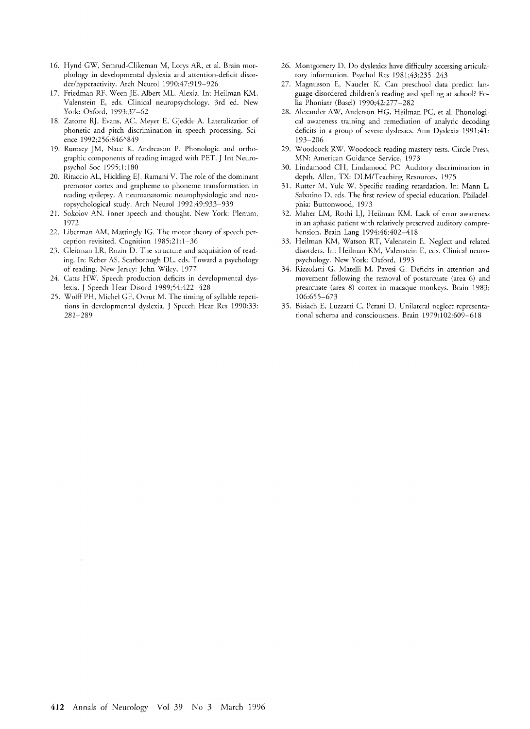16. Hynd GW, Semrud-Clikeman M, Lorys AR, et al. Brain morphology in developmental dyslexia and attention-deficit disorder/hyperactivity. Arch Neurol 1990;47:919–926
17. Friedman RF, Ween JE, Albert ML. Alexia. In: Heilman KM, Valenstein E, eds. Clinical neuropsychology. 3rd ed. New York: Oxford, 1993:37–62
18. Zatorre RJ, Evans, AC, Meyer E, Gjedde A. Lateralization of phonetic and pitch discrimination in speech processing. Science 1992;256:846^849
19. Rumsey JM, Nace K. Andreason P. Phonologic and orthographic components of reading imaged with PET. J Int Neuropsychol Soc 1995;1:180
20. Ritaccio AL, Hickling EJ, Ramani V. The role of the dominant premotor cortex and grapheme to phoneme transformation in reading epilepsy. A neuroanatomic neurophysiologic and neuropsychological study. Arch Neurol 1992;49:933–939
21. Sokolov AN. Inner speech and thought. New York: Plenum, 1972
22. Liberman AM, Mattingly IG. The motor theory of speech perception revisited. Cognition 1985;21:1–36
23. Gleitman LR, Rozin D. The structure and acquisition of reading. In: Reber AS, Scarborough DL, eds. Toward a psychology of reading. New Jersey: John Wiley, 1977
24. Catts HW. Speech production deficits in developmental dyslexia. J Speech Hear Disord 1989;54:422–428
25. Wolff PH, Michel GF, Ovrut M. The timing of syllable repetitions in developmental dyslexia. J Speech Hear Res 1990;33: 281–289
26. Montgomery D. Do dyslexics have difficulty accessing articulatory information. Psychol Res 1981;43:235–243
27. Magnusson E, Naucler K. Can preschool data predict language-disordered children's reading and spelling at school? Folia Phoniatr (Basel) 1990;42:277–282
28. Alexander AW, Anderson HG, Heilman PC, et al. Phonological awareness training and remediation of analytic decoding deficits in a group of severe dyslexics. Ann Dyslexia 1991;41: 193–206
29. Woodcock RW. Woodcock reading mastery tests. Circle Press, MN: American Guidance Service, 1973
30. Lindamood CH, Lindamood PC. Auditory discrimination in depth. Allen, TX: DLM/Teaching Resources, 1975
31. Rutter M, Yule W. Specific reading retardation. In: Mann L, Sabatino D, eds. The first review of special education. Philadelphia: Buttonwood, 1973
32. Maher LM, Rothi LJ, Heilman KM. Lack of error awareness in an aphasic patient with relatively preserved auditory comprehension. Brain Lang 1994;46:402–418
33. Heilman KM, Watson RT, Valenstein E. Neglect and related disorders. In: Heilman KM, Valenstein E, eds. Clinical neuropsychology. New York: Oxford, 1993
34. Rizzolatti G, Matelli M, Pavesi G. Deficits in attention and movement following the removal of postarcuate (area 6) and prearcuate (area 8) cortex in macaque monkeys. Brain 1983; 106:655–673
35. Bisiach E, Luzzatti C, Perani D. Unilateral neglect representational schema and consciousness. Brain 1979;102:609–618